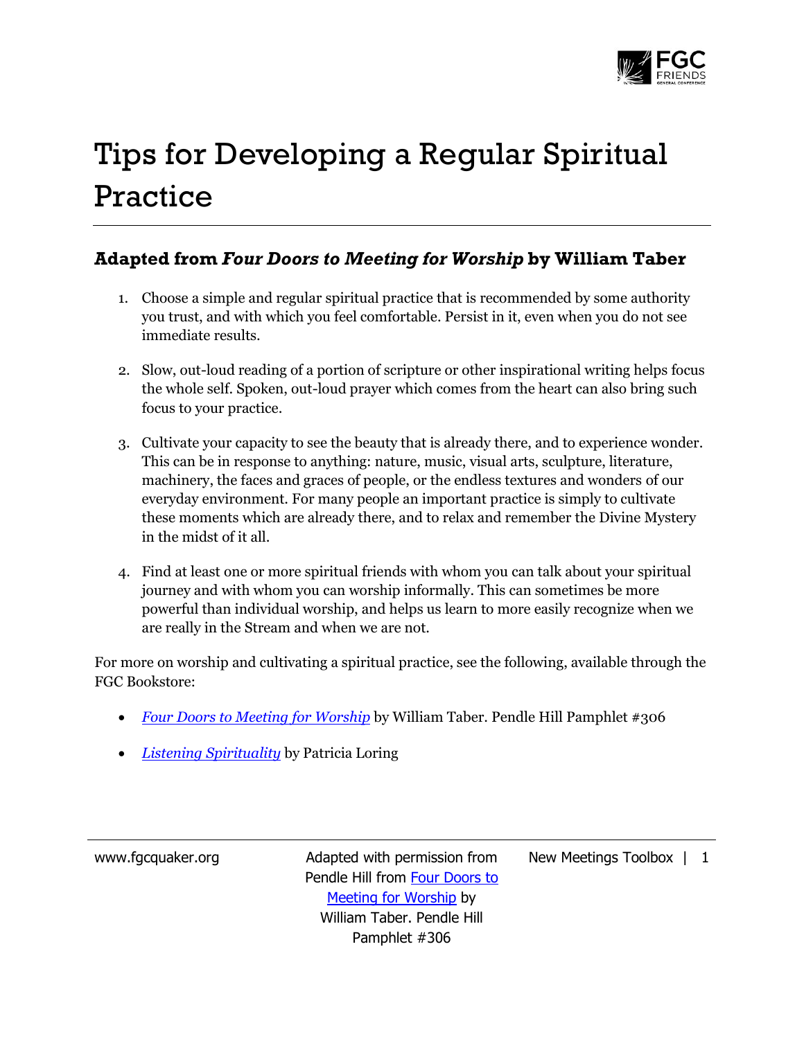# Tips for Developing a Regular Spiritual Practice

## Adapted from *Four Doors to Meeting for Worship* by William Taber

1. Choose a simple and regular spiritual practice that is recommended by some authority you trust, and with which you feel comfortable. Persist in it, even when you do not see immediate results.

2. Slow, out-loud reading of a portion of scripture or other inspirational writing helps focus the whole self. Spoken, out-loud prayer which comes from the heart can also bring such focus to your practice.

3. Cultivate your capacity to see the beauty that is already there, and to experience wonder. This can be in response to anything: nature, music, visual arts, sculpture, literature, machinery, the faces and graces of people, or the endless textures and wonders of our everyday environment. For many people an important practice is simply to cultivate these moments which are already there, and to relax and remember the Divine Mystery in the midst of it all.

4. Find at least one or more spiritual friends with whom you can talk about your spiritual journey and with whom you can worship informally. This can sometimes be more powerful than individual worship, and helps us learn to more easily recognize when we are really in the Stream and when we are not.

For more on worship and cultivating a spiritual practice, see the following, available through the FGC Bookstore:

- *Four Doors to Meeting for Worship* by William Taber. Pendle Hill Pamphlet #306
- *Listening Spirituality* by Patricia Loring

Adapted with permission from Pendle Hill from Four Doors to Meeting for Worship by William Taber. Pendle Hill Pamphlet #306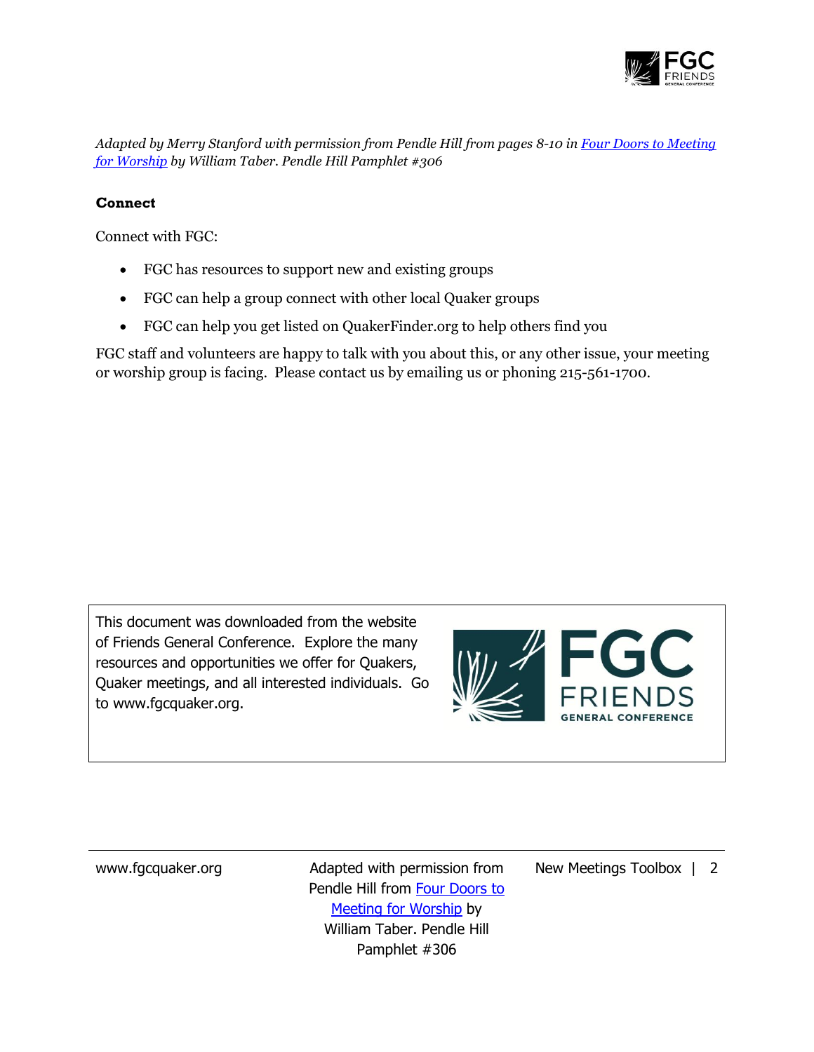*Adapted by Merry Stanford with permission from Pendle Hill from pages 8-10 in Four Doors to Meeting for Worship by William Taber. Pendle Hill Pamphlet #306*

**Connect**

Connect with FGC:

- FGC has resources to support new and existing groups
- FGC can help a group connect with other local Quaker groups
- FGC can help you get listed on QuakerFinder.org to help others find you

FGC staff and volunteers are happy to talk with you about this, or any other issue, your meeting or worship group is facing. Please contact us by emailing us or phoning 215-561-1700.

This document was downloaded from the website of Friends General Conference. Explore the many resources and opportunities we offer for Quakers, Quaker meetings, and all interested individuals. Go to www.fgcquaker.org.

FGC FRIENDS GENERAL CONFERENCE